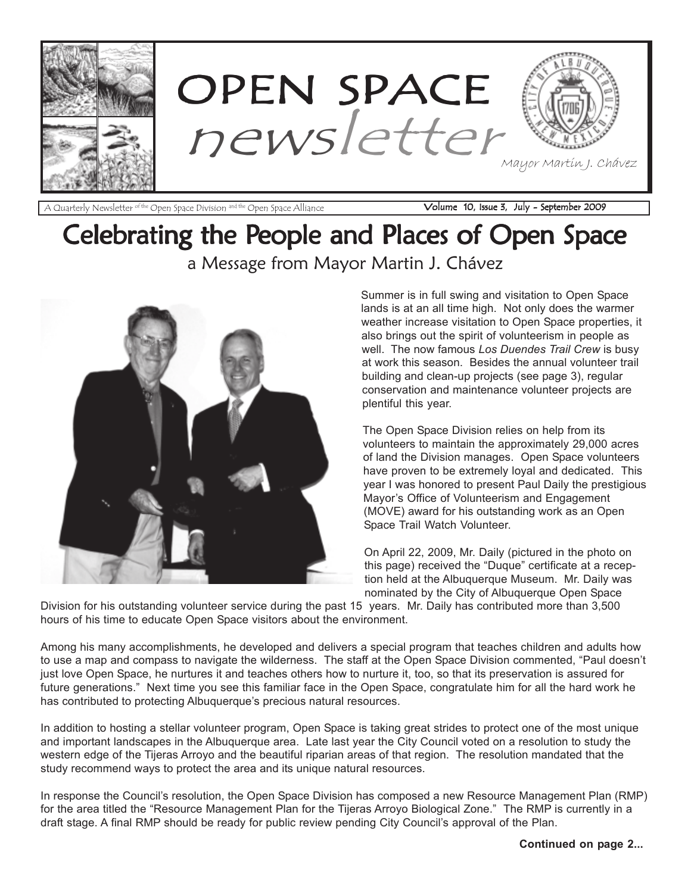# OPEN SPACE newsletter

Mayor Martin J. Chávez

A Quarterly Newsletter of the Open Space Division and the Open Space Alliance — Volume 10, Issue 3, July - September 2009

## Celebrating the People and Places of Open Space

a Message from Mayor Martin J. Chávez

Summer is in full swing and visitation to Open Space lands is at an all time high. Not only does the warmer weather increase visitation to Open Space properties, it also brings out the spirit of volunteerism in people as well. The now famous *Los Duendes Trail Crew* is busy at work this season. Besides the annual volunteer trail building and clean-up projects (see page 3), regular conservation and maintenance volunteer projects are plentiful this year.

The Open Space Division relies on help from its volunteers to maintain the approximately 29,000 acres of land the Division manages. Open Space volunteers have proven to be extremely loyal and dedicated. This year I was honored to present Paul Daily the prestigious Mayor's Office of Volunteerism and Engagement (MOVE) award for his outstanding work as an Open Space Trail Watch Volunteer.

On April 22, 2009, Mr. Daily (pictured in the photo on this page) received the "Duque" certificate at a reception held at the Albuquerque Museum. Mr. Daily was nominated by the City of Albuquerque Open Space Division for his outstanding volunteer service during the past 15 years. Mr. Daily has contributed more than 3,500 hours of his time to educate Open Space visitors about the environment.

Among his many accomplishments, he developed and delivers a special program that teaches children and adults how to use a map and compass to navigate the wilderness. The staff at the Open Space Division commented, "Paul doesn't just love Open Space, he nurtures it and teaches others how to nurture it, too, so that its preservation is assured for future generations." Next time you see this familiar face in the Open Space, congratulate him for all the hard work he has contributed to protecting Albuquerque's precious natural resources.

In addition to hosting a stellar volunteer program, Open Space is taking great strides to protect one of the most unique and important landscapes in the Albuquerque area. Late last year the City Council voted on a resolution to study the western edge of the Tijeras Arroyo and the beautiful riparian areas of that region. The resolution mandated that the study recommend ways to protect the area and its unique natural resources.

In response the Council's resolution, the Open Space Division has composed a new Resource Management Plan (RMP) for the area titled the "Resource Management Plan for the Tijeras Arroyo Biological Zone." The RMP is currently in a draft stage. A final RMP should be ready for public review pending City Council's approval of the Plan.

**Continued on page 2...**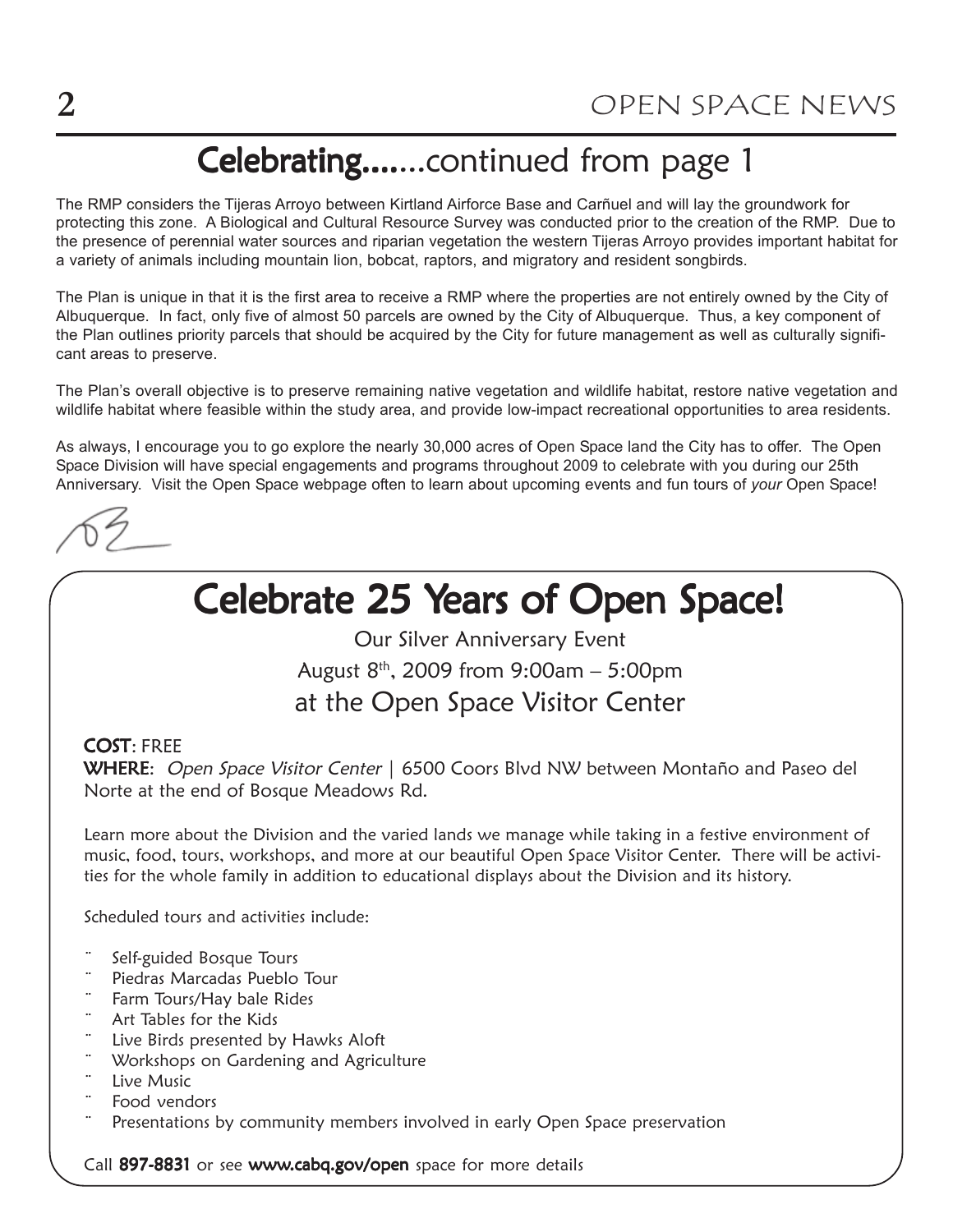# Celebrating.......continued from page 1

The RMP considers the Tijeras Arroyo between Kirtland Airforce Base and Carñuel and will lay the groundwork for protecting this zone. A Biological and Cultural Resource Survey was conducted prior to the creation of the RMP. Due to the presence of perennial water sources and riparian vegetation the western Tijeras Arroyo provides important habitat for a variety of animals including mountain lion, bobcat, raptors, and migratory and resident songbirds.

The Plan is unique in that it is the first area to receive a RMP where the properties are not entirely owned by the City of Albuquerque. In fact, only five of almost 50 parcels are owned by the City of Albuquerque. Thus, a key component of the Plan outlines priority parcels that should be acquired by the City for future management as well as culturally significant areas to preserve.

The Plan's overall objective is to preserve remaining native vegetation and wildlife habitat, restore native vegetation and wildlife habitat where feasible within the study area, and provide low-impact recreational opportunities to area residents.

As always, I encourage you to go explore the nearly 30,000 acres of Open Space land the City has to offer. The Open Space Division will have special engagements and programs throughout 2009 to celebrate with you during our 25th Anniversary. Visit the Open Space webpage often to learn about upcoming events and fun tours of *your* Open Space!

# Celebrate 25 Years of Open Space!

Our Silver Anniversary Event

August 8th, 2009 from 9:00am – 5:00pm

at the Open Space Visitor Center

**COST**: FREE

**WHERE**: *Open Space Visitor Center* | 6500 Coors Blvd NW between Montaño and Paseo del Norte at the end of Bosque Meadows Rd.

Learn more about the Division and the varied lands we manage while taking in a festive environment of music, food, tours, workshops, and more at our beautiful Open Space Visitor Center. There will be activities for the whole family in addition to educational displays about the Division and its history.

Scheduled tours and activities include:

- Self-guided Bosque Tours
- Piedras Marcadas Pueblo Tour
- Farm Tours/Hay bale Rides
- Art Tables for the Kids
- Live Birds presented by Hawks Aloft
- Workshops on Gardening and Agriculture
- Live Music
- Food vendors
- Presentations by community members involved in early Open Space preservation

Call **897-8831** or see **www.cabq.gov/open** space for more details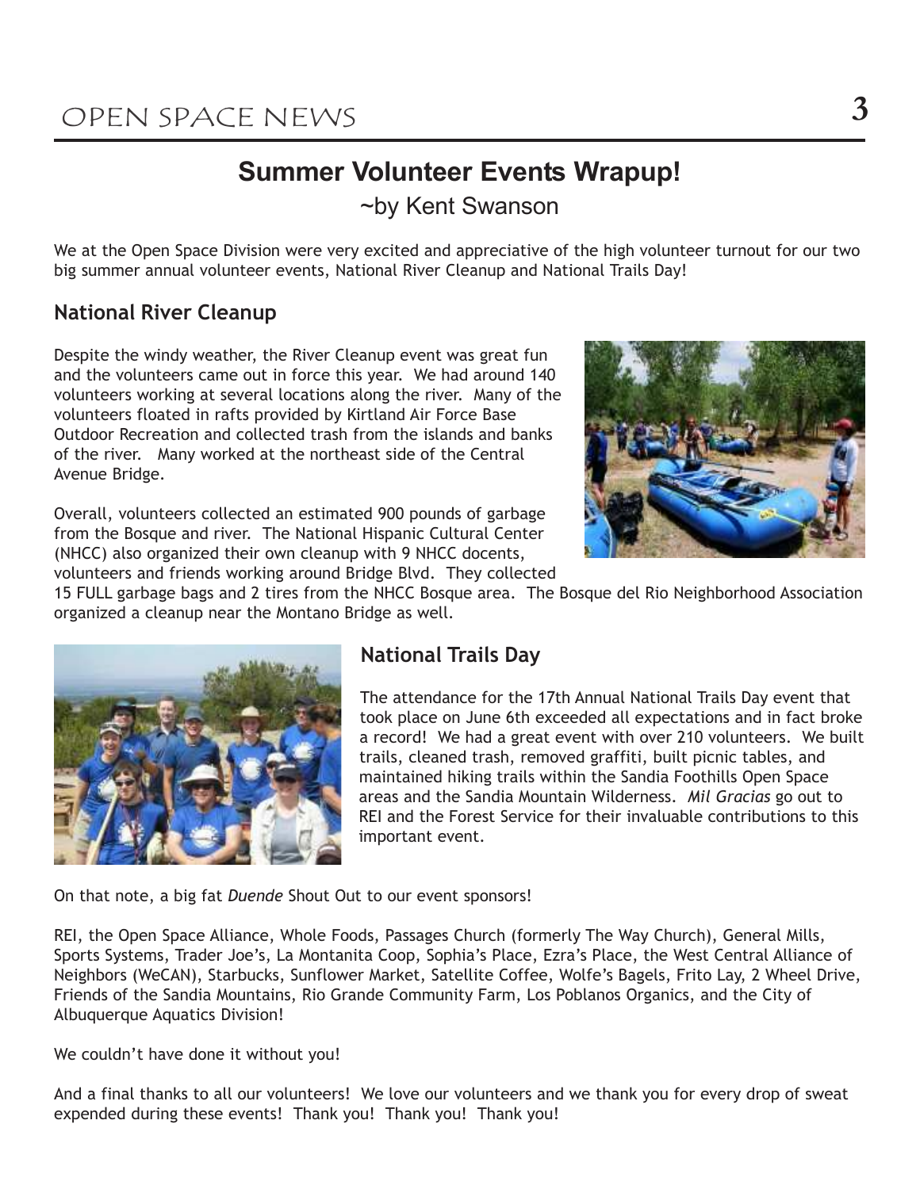# Summer Volunteer Events Wrapup!

~by Kent Swanson

We at the Open Space Division were very excited and appreciative of the high volunteer turnout for our two big summer annual volunteer events, National River Cleanup and National Trails Day!

## National River Cleanup

Despite the windy weather, the River Cleanup event was great fun and the volunteers came out in force this year. We had around 140 volunteers working at several locations along the river. Many of the volunteers floated in rafts provided by Kirtland Air Force Base Outdoor Recreation and collected trash from the islands and banks of the river. Many worked at the northeast side of the Central Avenue Bridge.

Overall, volunteers collected an estimated 900 pounds of garbage from the Bosque and river. The National Hispanic Cultural Center (NHCC) also organized their own cleanup with 9 NHCC docents, volunteers and friends working around Bridge Blvd. They collected 15 FULL garbage bags and 2 tires from the NHCC Bosque area. The Bosque del Rio Neighborhood Association organized a cleanup near the Montano Bridge as well.

## National Trails Day

The attendance for the 17th Annual National Trails Day event that took place on June 6th exceeded all expectations and in fact broke a record! We had a great event with over 210 volunteers. We built trails, cleaned trash, removed graffiti, built picnic tables, and maintained hiking trails within the Sandia Foothills Open Space areas and the Sandia Mountain Wilderness. *Mil Gracias* go out to REI and the Forest Service for their invaluable contributions to this important event.

On that note, a big fat *Duende* Shout Out to our event sponsors!

REI, the Open Space Alliance, Whole Foods, Passages Church (formerly The Way Church), General Mills, Sports Systems, Trader Joe's, La Montanita Coop, Sophia's Place, Ezra's Place, the West Central Alliance of Neighbors (WeCAN), Starbucks, Sunflower Market, Satellite Coffee, Wolfe's Bagels, Frito Lay, 2 Wheel Drive, Friends of the Sandia Mountains, Rio Grande Community Farm, Los Poblanos Organics, and the City of Albuquerque Aquatics Division!

We couldn't have done it without you!

And a final thanks to all our volunteers! We love our volunteers and we thank you for every drop of sweat expended during these events! Thank you! Thank you! Thank you!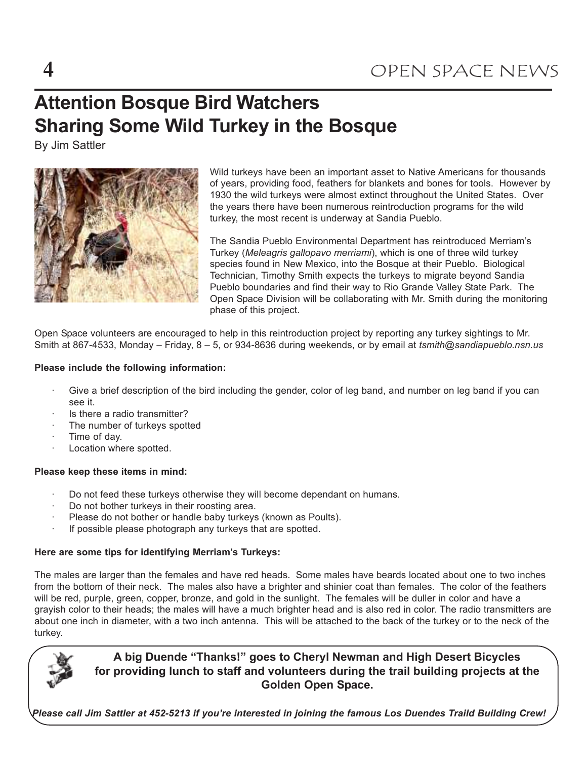# Attention Bosque Bird Watchers
# Sharing Some Wild Turkey in the Bosque

By Jim Sattler

Wild turkeys have been an important asset to Native Americans for thousands of years, providing food, feathers for blankets and bones for tools. However by 1930 the wild turkeys were almost extinct throughout the United States. Over the years there have been numerous reintroduction programs for the wild turkey, the most recent is underway at Sandia Pueblo.

The Sandia Pueblo Environmental Department has reintroduced Merriam's Turkey (*Meleagris gallopavo merriami*), which is one of three wild turkey species found in New Mexico, into the Bosque at their Pueblo. Biological Technician, Timothy Smith expects the turkeys to migrate beyond Sandia Pueblo boundaries and find their way to Rio Grande Valley State Park. The Open Space Division will be collaborating with Mr. Smith during the monitoring phase of this project.

Open Space volunteers are encouraged to help in this reintroduction project by reporting any turkey sightings to Mr. Smith at 867-4533, Monday – Friday, 8 – 5, or 934-8636 during weekends, or by email at *tsmith@sandiapueblo.nsn.us*

**Please include the following information:**

- Give a brief description of the bird including the gender, color of leg band, and number on leg band if you can see it.
- Is there a radio transmitter?
- The number of turkeys spotted
- Time of day.
- Location where spotted.

**Please keep these items in mind:**

- Do not feed these turkeys otherwise they will become dependant on humans.
- Do not bother turkeys in their roosting area.
- Please do not bother or handle baby turkeys (known as Poults).
- If possible please photograph any turkeys that are spotted.

**Here are some tips for identifying Merriam's Turkeys:**

The males are larger than the females and have red heads. Some males have beards located about one to two inches from the bottom of their neck. The males also have a brighter and shinier coat than females. The color of the feathers will be red, purple, green, copper, bronze, and gold in the sunlight. The females will be duller in color and have a grayish color to their heads; the males will have a much brighter head and is also red in color. The radio transmitters are about one inch in diameter, with a two inch antenna. This will be attached to the back of the turkey or to the neck of the turkey.

**A big Duende "Thanks!" goes to Cheryl Newman and High Desert Bicycles for providing lunch to staff and volunteers during the trail building projects at the Golden Open Space.**

***Please call Jim Sattler at 452-5213 if you're interested in joining the famous Los Duendes Traild Building Crew!***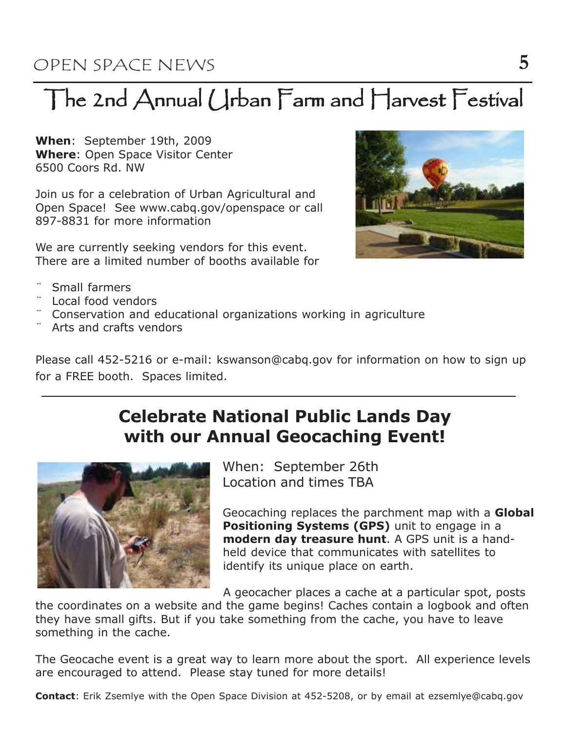# The 2nd Annual Urban Farm and Harvest Festival

**When**: September 19th, 2009
**Where**: Open Space Visitor Center
6500 Coors Rd. NW

Join us for a celebration of Urban Agricultural and Open Space! See www.cabq.gov/openspace or call 897-8831 for more information

We are currently seeking vendors for this event. There are a limited number of booths available for

- Small farmers
- Local food vendors
- Conservation and educational organizations working in agriculture
- Arts and crafts vendors

Please call 452-5216 or e-mail: kswanson@cabq.gov for information on how to sign up for a FREE booth. Spaces limited.

---

## Celebrate National Public Lands Day with our Annual Geocaching Event!

When: September 26th
Location and times TBA

Geocaching replaces the parchment map with a **Global Positioning Systems (GPS)** unit to engage in a **modern day treasure hunt**. A GPS unit is a hand-held device that communicates with satellites to identify its unique place on earth.

A geocacher places a cache at a particular spot, posts the coordinates on a website and the game begins! Caches contain a logbook and often they have small gifts. But if you take something from the cache, you have to leave something in the cache.

The Geocache event is a great way to learn more about the sport. All experience levels are encouraged to attend. Please stay tuned for more details!

**Contact**: Erik Zsemlye with the Open Space Division at 452-5208, or by email at ezsemlye@cabq.gov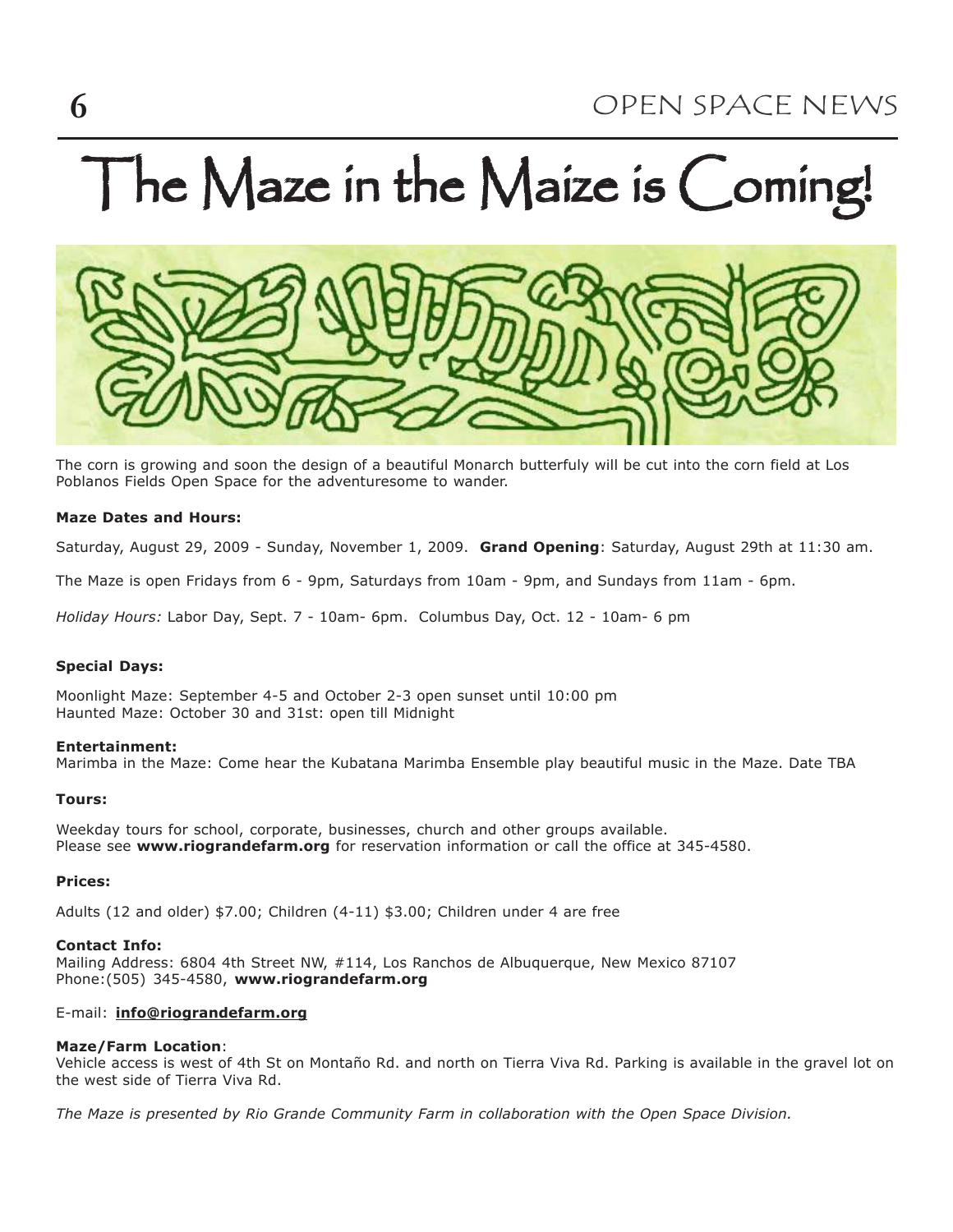# The Maze in the Maize is Coming!

The corn is growing and soon the design of a beautiful Monarch butterfuly will be cut into the corn field at Los Poblanos Fields Open Space for the adventuresome to wander.

**Maze Dates and Hours:**

Saturday, August 29, 2009 - Sunday, November 1, 2009. **Grand Opening**: Saturday, August 29th at 11:30 am.

The Maze is open Fridays from 6 - 9pm, Saturdays from 10am - 9pm, and Sundays from 11am - 6pm.

*Holiday Hours:* Labor Day, Sept. 7 - 10am- 6pm. Columbus Day, Oct. 12 - 10am- 6 pm

**Special Days:**

Moonlight Maze: September 4-5 and October 2-3 open sunset until 10:00 pm
Haunted Maze: October 30 and 31st: open till Midnight

**Entertainment:**
Marimba in the Maze: Come hear the Kubatana Marimba Ensemble play beautiful music in the Maze. Date TBA

**Tours:**

Weekday tours for school, corporate, businesses, church and other groups available.
Please see **www.riograndefarm.org** for reservation information or call the office at 345-4580.

**Prices:**

Adults (12 and older) $7.00; Children (4-11) $3.00; Children under 4 are free

**Contact Info:**
Mailing Address: 6804 4th Street NW, #114, Los Ranchos de Albuquerque, New Mexico 87107
Phone:(505) 345-4580, **www.riograndefarm.org**

E-mail: **info@riograndefarm.org**

**Maze/Farm Location**:
Vehicle access is west of 4th St on Montaño Rd. and north on Tierra Viva Rd. Parking is available in the gravel lot on the west side of Tierra Viva Rd.

*The Maze is presented by Rio Grande Community Farm in collaboration with the Open Space Division.*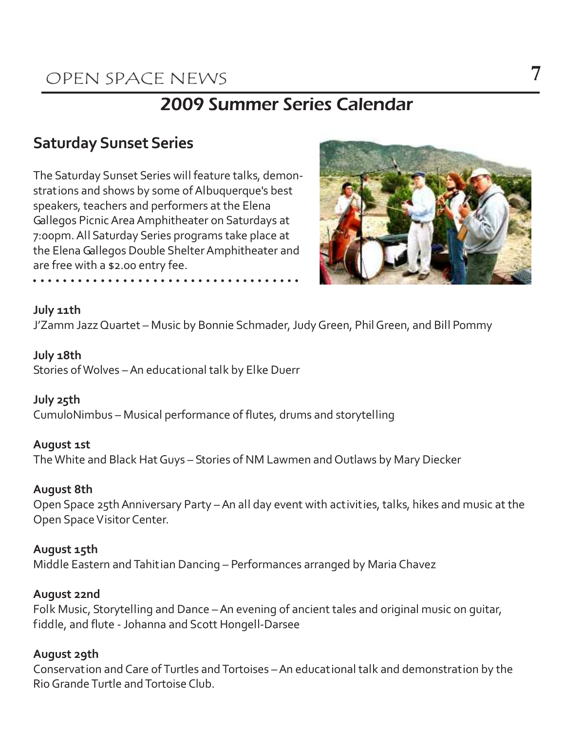# 2009 Summer Series Calendar

## Saturday Sunset Series

The Saturday Sunset Series will feature talks, demonstrations and shows by some of Albuquerque's best speakers, teachers and performers at the Elena Gallegos Picnic Area Amphitheater on Saturdays at 7:00pm. All Saturday Series programs take place at the Elena Gallegos Double Shelter Amphitheater and are free with a $2.00 entry fee.

**July 11th**
J'Zamm Jazz Quartet – Music by Bonnie Schmader, Judy Green, Phil Green, and Bill Pommy

**July 18th**
Stories of Wolves – An educational talk by Elke Duerr

**July 25th**
CumuloNimbus – Musical performance of flutes, drums and storytelling

**August 1st**
The White and Black Hat Guys – Stories of NM Lawmen and Outlaws by Mary Diecker

**August 8th**
Open Space 25th Anniversary Party – An all day event with activities, talks, hikes and music at the Open Space Visitor Center.

**August 15th**
Middle Eastern and Tahitian Dancing – Performances arranged by Maria Chavez

**August 22nd**
Folk Music, Storytelling and Dance – An evening of ancient tales and original music on guitar, fiddle, and flute - Johanna and Scott Hongell-Darsee

**August 29th**
Conservation and Care of Turtles and Tortoises – An educational talk and demonstration by the Rio Grande Turtle and Tortoise Club.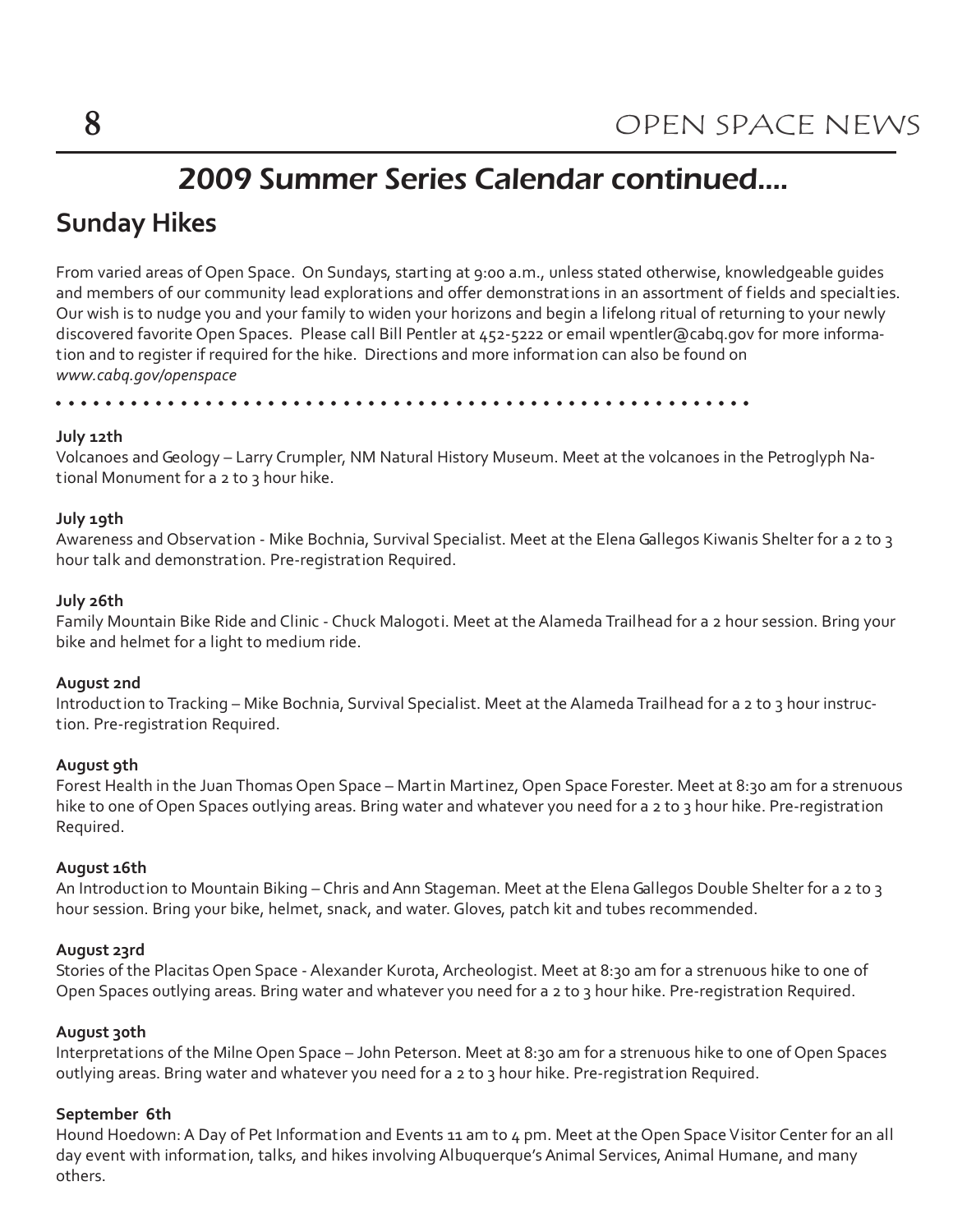# 2009 Summer Series Calendar continued....

## Sunday Hikes

From varied areas of Open Space. On Sundays, starting at 9:00 a.m., unless stated otherwise, knowledgeable guides and members of our community lead explorations and offer demonstrations in an assortment of fields and specialties. Our wish is to nudge you and your family to widen your horizons and begin a lifelong ritual of returning to your newly discovered favorite Open Spaces. Please call Bill Pentler at 452-5222 or email wpentler@cabq.gov for more information and to register if required for the hike. Directions and more information can also be found on *www.cabq.gov/openspace*

**July 12th**
Volcanoes and Geology – Larry Crumpler, NM Natural History Museum. Meet at the volcanoes in the Petroglyph National Monument for a 2 to 3 hour hike.

**July 19th**
Awareness and Observation - Mike Bochnia, Survival Specialist. Meet at the Elena Gallegos Kiwanis Shelter for a 2 to 3 hour talk and demonstration. Pre-registration Required.

**July 26th**
Family Mountain Bike Ride and Clinic - Chuck Malogoti. Meet at the Alameda Trailhead for a 2 hour session. Bring your bike and helmet for a light to medium ride.

**August 2nd**
Introduction to Tracking – Mike Bochnia, Survival Specialist. Meet at the Alameda Trailhead for a 2 to 3 hour instruction. Pre-registration Required.

**August 9th**
Forest Health in the Juan Thomas Open Space – Martin Martinez, Open Space Forester. Meet at 8:30 am for a strenuous hike to one of Open Spaces outlying areas. Bring water and whatever you need for a 2 to 3 hour hike. Pre-registration Required.

**August 16th**
An Introduction to Mountain Biking – Chris and Ann Stageman. Meet at the Elena Gallegos Double Shelter for a 2 to 3 hour session. Bring your bike, helmet, snack, and water. Gloves, patch kit and tubes recommended.

**August 23rd**
Stories of the Placitas Open Space - Alexander Kurota, Archeologist. Meet at 8:30 am for a strenuous hike to one of Open Spaces outlying areas. Bring water and whatever you need for a 2 to 3 hour hike. Pre-registration Required.

**August 30th**
Interpretations of the Milne Open Space – John Peterson. Meet at 8:30 am for a strenuous hike to one of Open Spaces outlying areas. Bring water and whatever you need for a 2 to 3 hour hike. Pre-registration Required.

**September 6th**
Hound Hoedown: A Day of Pet Information and Events 11 am to 4 pm. Meet at the Open Space Visitor Center for an all day event with information, talks, and hikes involving Albuquerque's Animal Services, Animal Humane, and many others.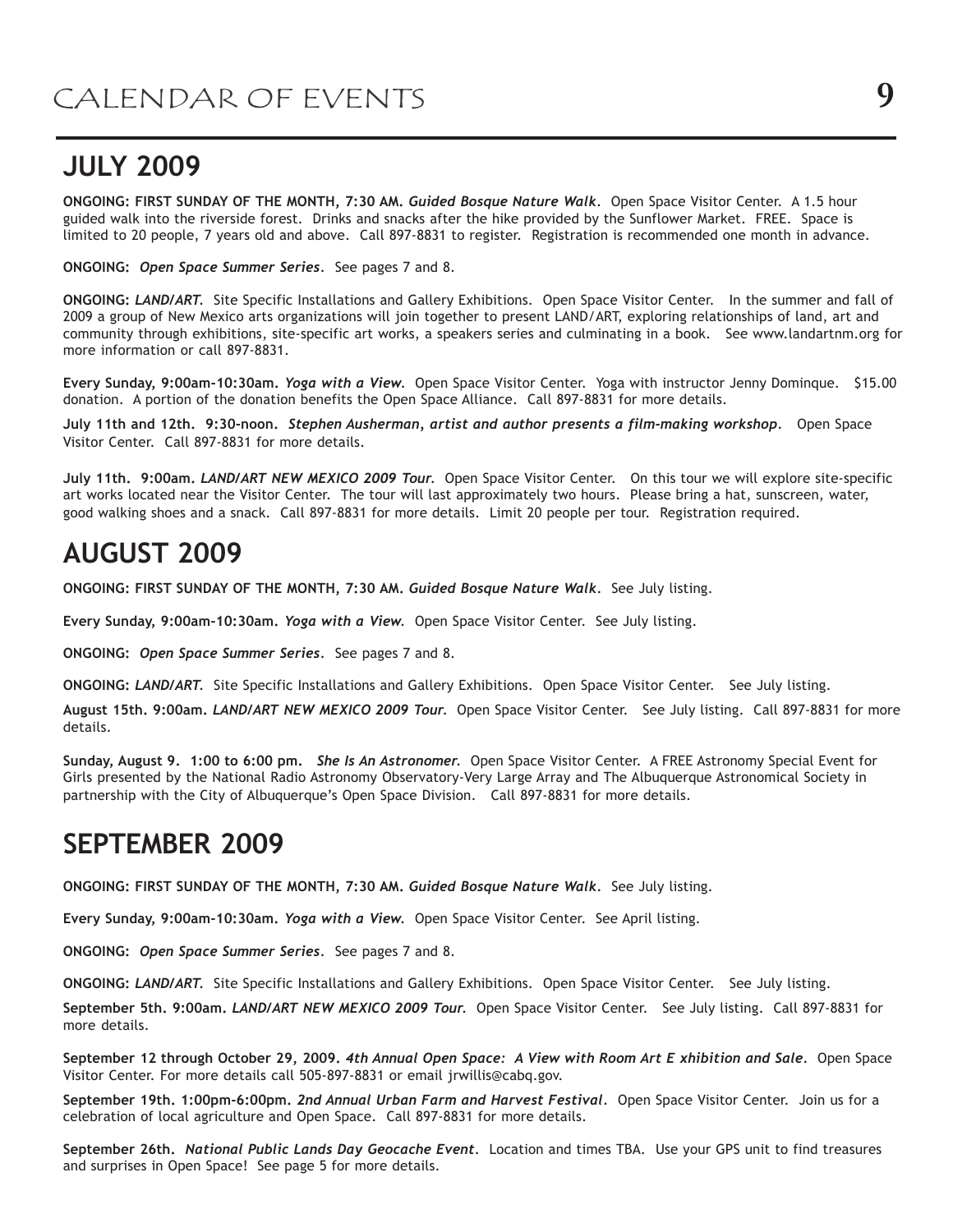# CALENDAR OF EVENTS

## JULY 2009

**ONGOING: FIRST SUNDAY OF THE MONTH, 7:30 AM.** ***Guided Bosque Nature Walk.*** Open Space Visitor Center. A 1.5 hour guided walk into the riverside forest. Drinks and snacks after the hike provided by the Sunflower Market. FREE. Space is limited to 20 people, 7 years old and above. Call 897-8831 to register. Registration is recommended one month in advance.

**ONGOING:** ***Open Space Summer Series.*** See pages 7 and 8.

**ONGOING:** ***LAND/ART.*** Site Specific Installations and Gallery Exhibitions. Open Space Visitor Center. In the summer and fall of 2009 a group of New Mexico arts organizations will join together to present LAND/ART, exploring relationships of land, art and community through exhibitions, site-specific art works, a speakers series and culminating in a book. See www.landartnm.org for more information or call 897-8831.

**Every Sunday, 9:00am-10:30am.** ***Yoga with a View.*** Open Space Visitor Center. Yoga with instructor Jenny Dominque. $15.00 donation. A portion of the donation benefits the Open Space Alliance. Call 897-8831 for more details.

**July 11th and 12th. 9:30-noon.** ***Stephen Ausherman, artist and author presents a film-making workshop.*** Open Space Visitor Center. Call 897-8831 for more details.

**July 11th. 9:00am.** ***LAND/ART NEW MEXICO 2009 Tour.*** Open Space Visitor Center. On this tour we will explore site-specific art works located near the Visitor Center. The tour will last approximately two hours. Please bring a hat, sunscreen, water, good walking shoes and a snack. Call 897-8831 for more details. Limit 20 people per tour. Registration required.

## AUGUST 2009

**ONGOING: FIRST SUNDAY OF THE MONTH, 7:30 AM.** ***Guided Bosque Nature Walk.*** See July listing.

**Every Sunday, 9:00am-10:30am.** ***Yoga with a View.*** Open Space Visitor Center. See July listing.

**ONGOING:** ***Open Space Summer Series.*** See pages 7 and 8.

**ONGOING:** ***LAND/ART.*** Site Specific Installations and Gallery Exhibitions. Open Space Visitor Center. See July listing.

**August 15th. 9:00am.** ***LAND/ART NEW MEXICO 2009 Tour.*** Open Space Visitor Center. See July listing. Call 897-8831 for more details.

**Sunday, August 9. 1:00 to 6:00 pm.** ***She Is An Astronomer.*** Open Space Visitor Center. A FREE Astronomy Special Event for Girls presented by the National Radio Astronomy Observatory-Very Large Array and The Albuquerque Astronomical Society in partnership with the City of Albuquerque's Open Space Division. Call 897-8831 for more details.

## SEPTEMBER 2009

**ONGOING: FIRST SUNDAY OF THE MONTH, 7:30 AM.** ***Guided Bosque Nature Walk.*** See July listing.

**Every Sunday, 9:00am-10:30am.** ***Yoga with a View.*** Open Space Visitor Center. See April listing.

**ONGOING:** ***Open Space Summer Series.*** See pages 7 and 8.

**ONGOING:** ***LAND/ART.*** Site Specific Installations and Gallery Exhibitions. Open Space Visitor Center. See July listing.

**September 5th. 9:00am.** ***LAND/ART NEW MEXICO 2009 Tour.*** Open Space Visitor Center. See July listing. Call 897-8831 for more details.

**September 12 through October 29, 2009.** ***4th Annual Open Space: A View with Room Art E xhibition and Sale.*** Open Space Visitor Center. For more details call 505-897-8831 or email jrwillis@cabq.gov.

**September 19th. 1:00pm-6:00pm.** ***2nd Annual Urban Farm and Harvest Festival.*** Open Space Visitor Center. Join us for a celebration of local agriculture and Open Space. Call 897-8831 for more details.

**September 26th.** ***National Public Lands Day Geocache Event.*** Location and times TBA. Use your GPS unit to find treasures and surprises in Open Space! See page 5 for more details.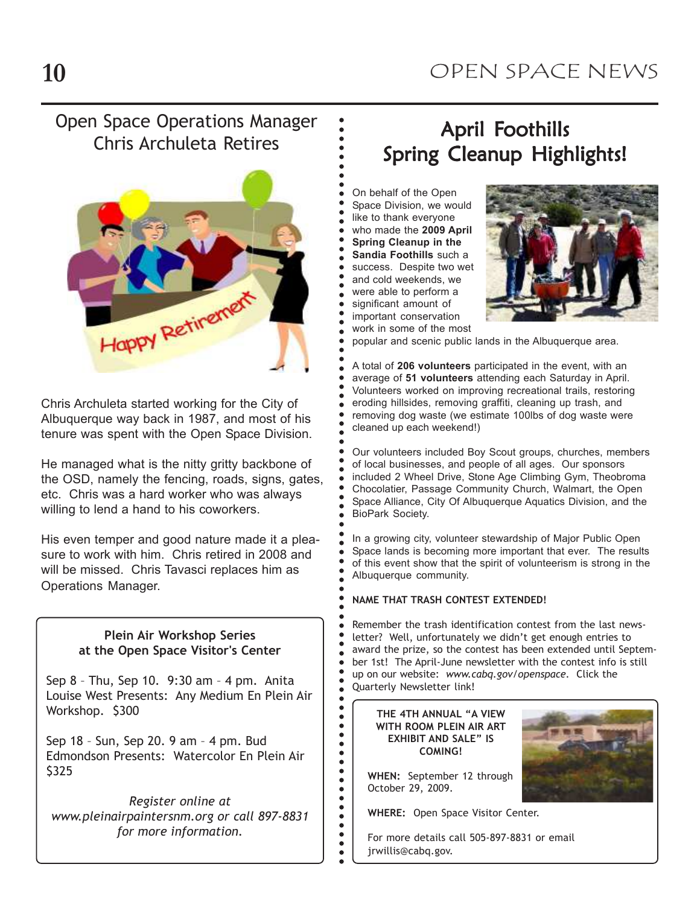## Open Space Operations Manager Chris Archuleta Retires

Chris Archuleta started working for the City of Albuquerque way back in 1987, and most of his tenure was spent with the Open Space Division.

He managed what is the nitty gritty backbone of the OSD, namely the fencing, roads, signs, gates, etc. Chris was a hard worker who was always willing to lend a hand to his coworkers.

His even temper and good nature made it a pleasure to work with him. Chris retired in 2008 and will be missed. Chris Tavasci replaces him as Operations Manager.

**Plein Air Workshop Series at the Open Space Visitor's Center**

Sep 8 – Thu, Sep 10. 9:30 am – 4 pm. Anita Louise West Presents: Any Medium En Plein Air Workshop. $300

Sep 18 – Sun, Sep 20. 9 am – 4 pm. Bud Edmondson Presents: Watercolor En Plein Air $325

*Register online at www.pleinairpaintersnm.org or call 897-8831 for more information.*

## April Foothills Spring Cleanup Highlights!

On behalf of the Open Space Division, we would like to thank everyone who made the **2009 April Spring Cleanup in the Sandia Foothills** such a success. Despite two wet and cold weekends, we were able to perform a significant amount of important conservation work in some of the most popular and scenic public lands in the Albuquerque area.

A total of **206 volunteers** participated in the event, with an average of **51 volunteers** attending each Saturday in April. Volunteers worked on improving recreational trails, restoring eroding hillsides, removing graffiti, cleaning up trash, and removing dog waste (we estimate 100lbs of dog waste were cleaned up each weekend!)

Our volunteers included Boy Scout groups, churches, members of local businesses, and people of all ages. Our sponsors included 2 Wheel Drive, Stone Age Climbing Gym, Theobroma Chocolatier, Passage Community Church, Walmart, the Open Space Alliance, City Of Albuquerque Aquatics Division, and the BioPark Society.

In a growing city, volunteer stewardship of Major Public Open Space lands is becoming more important that ever. The results of this event show that the spirit of volunteerism is strong in the Albuquerque community.

**NAME THAT TRASH CONTEST EXTENDED!**

Remember the trash identification contest from the last newsletter? Well, unfortunately we didn't get enough entries to award the prize, so the contest has been extended until September 1st! The April-June newsletter with the contest info is still up on our website: *www.cabq.gov/openspace*. Click the Quarterly Newsletter link!

**THE 4TH ANNUAL "A VIEW WITH ROOM PLEIN AIR ART EXHIBIT AND SALE" IS COMING!**

**WHEN:** September 12 through October 29, 2009.

**WHERE:** Open Space Visitor Center.

For more details call 505-897-8831 or email jrwillis@cabq.gov.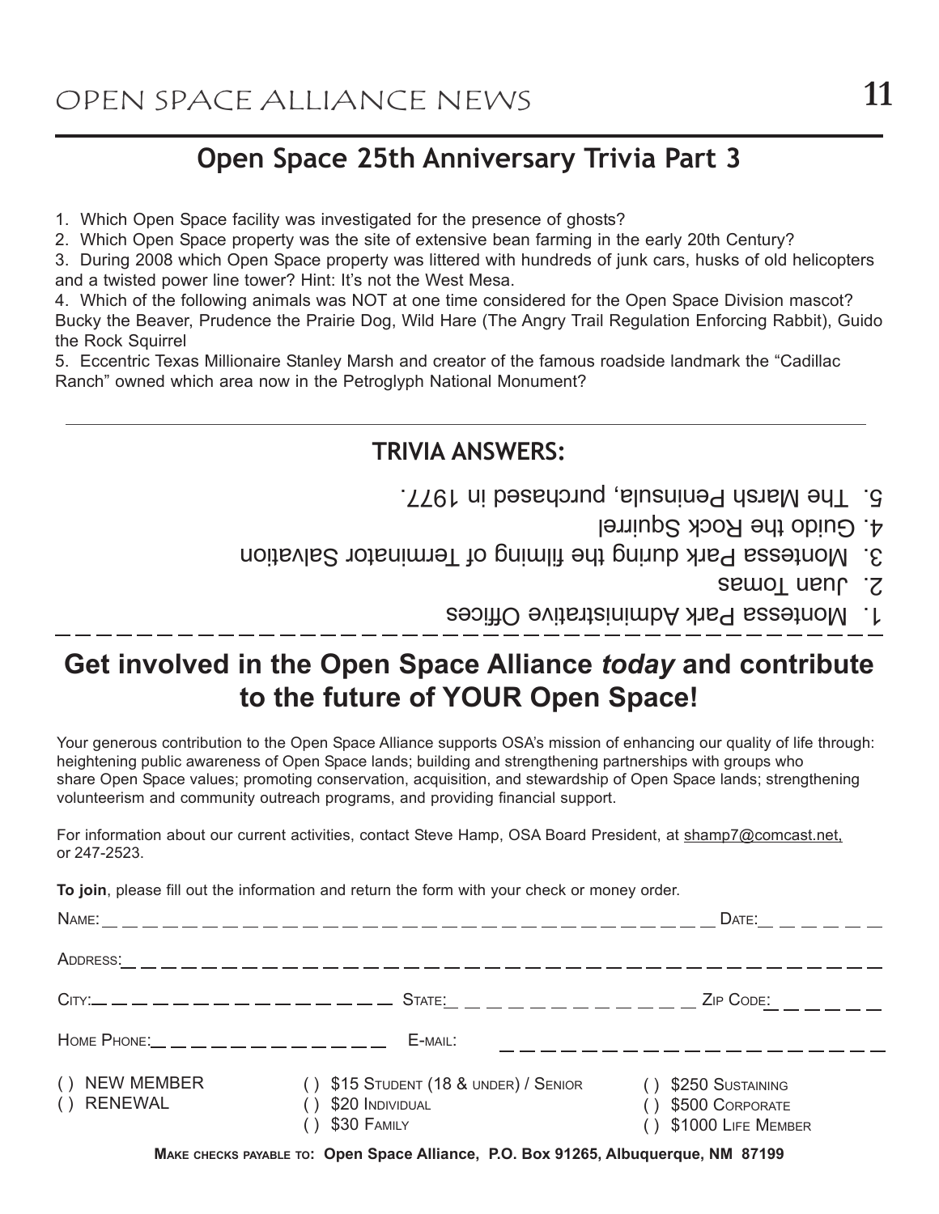## Open Space 25th Anniversary Trivia Part 3

1. Which Open Space facility was investigated for the presence of ghosts?
2. Which Open Space property was the site of extensive bean farming in the early 20th Century?
3. During 2008 which Open Space property was littered with hundreds of junk cars, husks of old helicopters and a twisted power line tower? Hint: It's not the West Mesa.
4. Which of the following animals was NOT at one time considered for the Open Space Division mascot? Bucky the Beaver, Prudence the Prairie Dog, Wild Hare (The Angry Trail Regulation Enforcing Rabbit), Guido the Rock Squirrel
5. Eccentric Texas Millionaire Stanley Marsh and creator of the famous roadside landmark the "Cadillac Ranch" owned which area now in the Petroglyph National Monument?

---

### TRIVIA ANSWERS:

5. The Marsh Peninsula, purchased in 1977.
4. Guido the Rock Squirrel
3. Montessa Park during the filming of Terminator Salvation
2. Juan Tomas
1. Montessa Park Administrative Offices

---

## Get involved in the Open Space Alliance *today* and contribute to the future of YOUR Open Space!

Your generous contribution to the Open Space Alliance supports OSA's mission of enhancing our quality of life through: heightening public awareness of Open Space lands; building and strengthening partnerships with groups who share Open Space values; promoting conservation, acquisition, and stewardship of Open Space lands; strengthening volunteerism and community outreach programs, and providing financial support.

For information about our current activities, contact Steve Hamp, OSA Board President, at shamp7@comcast.net, or 247-2523.

**To join**, please fill out the information and return the form with your check or money order.

NAME: _________________________________ DATE: ________

ADDRESS: _________________________________________

CITY: ________________ STATE: ______________ ZIP CODE: ________

HOME PHONE: ______________ E-MAIL: ______________________

( ) NEW MEMBER
( ) RENEWAL

( ) $15 STUDENT (18 & UNDER) / SENIOR
( ) $20 INDIVIDUAL
( ) $30 FAMILY

( ) $250 SUSTAINING
( ) $500 CORPORATE
( ) $1000 LIFE MEMBER

**MAKE CHECKS PAYABLE TO: Open Space Alliance, P.O. Box 91265, Albuquerque, NM 87199**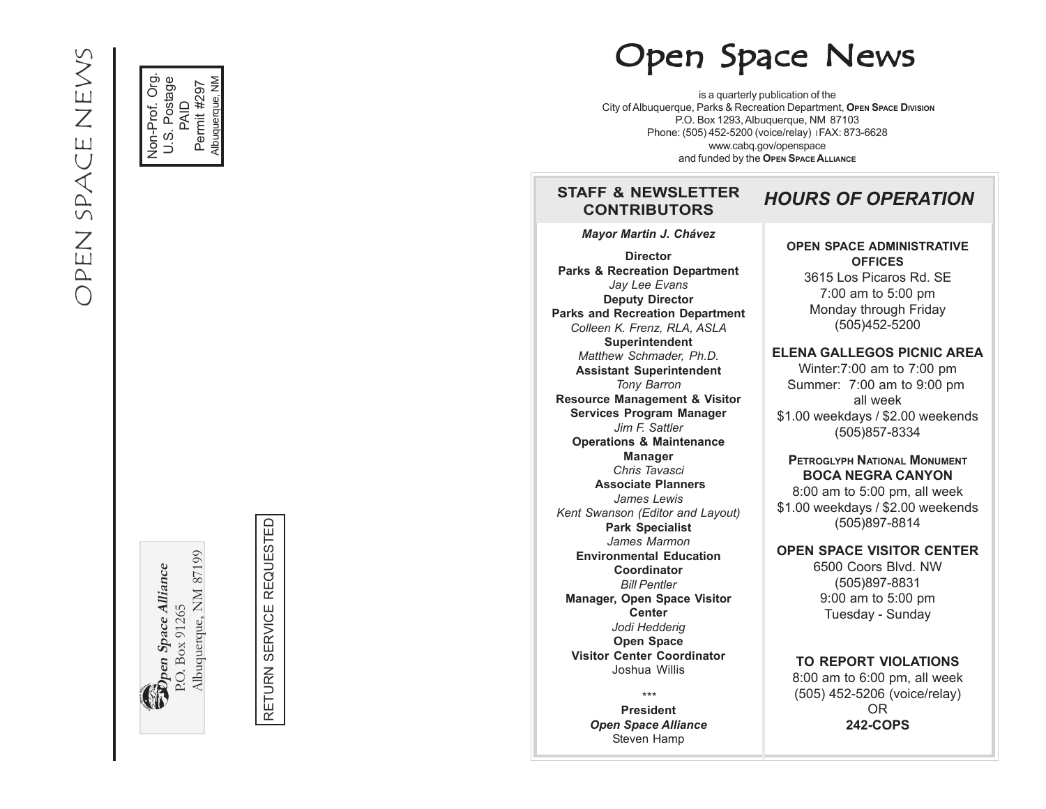OPEN SPACE NEWS

Non-Prof. Org.
U.S. Postage
PAID
Permit #297
Albuquerque, NM

*Open Space Alliance*
P.O. Box 91265
Albuquerque, NM 87199

RETURN SERVICE REQUESTED

# Open Space News

is a quarterly publication of the
City of Albuquerque, Parks & Recreation Department, **Open Space Division**
P.O. Box 1293, Albuquerque, NM 87103
Phone: (505) 452-5200 (voice/relay) | FAX: 873-6628
www.cabq.gov/openspace
and funded by the **Open Space Alliance**

## STAFF & NEWSLETTER CONTRIBUTORS

***Mayor Martin J. Chávez***

**Director**
**Parks & Recreation Department**
*Jay Lee Evans*

**Deputy Director**
**Parks and Recreation Department**
*Colleen K. Frenz, RLA, ASLA*

**Superintendent**
*Matthew Schmader, Ph.D.*

**Assistant Superintendent**
*Tony Barron*

**Resource Management & Visitor Services Program Manager**
*Jim F. Sattler*

**Operations & Maintenance Manager**
*Chris Tavasci*

**Associate Planners**
*James Lewis*
*Kent Swanson (Editor and Layout)*

**Park Specialist**
*James Marmon*

**Environmental Education Coordinator**
*Bill Pentler*

**Manager, Open Space Visitor Center**
*Jodi Hedderig*

**Open Space Visitor Center Coordinator**
Joshua Willis

\*\*\*

**President**
***Open Space Alliance***
Steven Hamp

## *HOURS OF OPERATION*

**OPEN SPACE ADMINISTRATIVE OFFICES**
3615 Los Picaros Rd. SE
7:00 am to 5:00 pm
Monday through Friday
(505)452-5200

**ELENA GALLEGOS PICNIC AREA**
Winter:7:00 am to 7:00 pm
Summer: 7:00 am to 9:00 pm
all week
$1.00 weekdays / $2.00 weekends
(505)857-8334

**Petroglyph National Monument**
**BOCA NEGRA CANYON**
8:00 am to 5:00 pm, all week
$1.00 weekdays / $2.00 weekends
(505)897-8814

**OPEN SPACE VISITOR CENTER**
6500 Coors Blvd. NW
(505)897-8831
9:00 am to 5:00 pm
Tuesday - Sunday

**TO REPORT VIOLATIONS**
8:00 am to 6:00 pm, all week
(505) 452-5206 (voice/relay)
OR
**242-COPS**